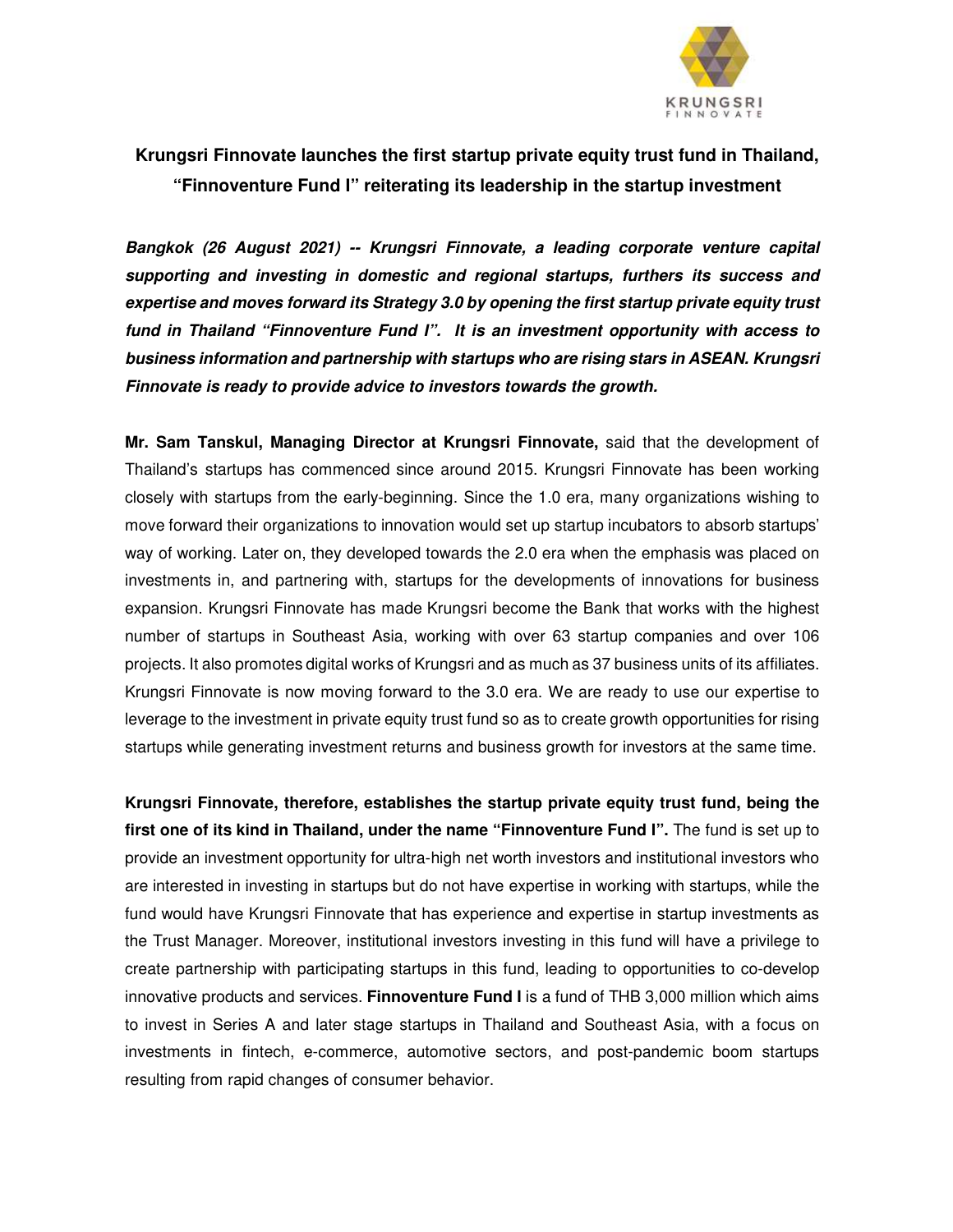# Krungsri Finnovate launches the first startup private equity trust fund in Thailand, "Finnoventure Fund I" reiterating its leadership in the startup investment

***Bangkok (26 August 2021) -- Krungsri Finnovate, a leading corporate venture capital supporting and investing in domestic and regional startups, furthers its success and expertise and moves forward its Strategy 3.0 by opening the first startup private equity trust fund in Thailand "Finnoventure Fund I". It is an investment opportunity with access to business information and partnership with startups who are rising stars in ASEAN. Krungsri Finnovate is ready to provide advice to investors towards the growth.***

**Mr. Sam Tanskul, Managing Director at Krungsri Finnovate,** said that the development of Thailand's startups has commenced since around 2015. Krungsri Finnovate has been working closely with startups from the early-beginning. Since the 1.0 era, many organizations wishing to move forward their organizations to innovation would set up startup incubators to absorb startups' way of working. Later on, they developed towards the 2.0 era when the emphasis was placed on investments in, and partnering with, startups for the developments of innovations for business expansion. Krungsri Finnovate has made Krungsri become the Bank that works with the highest number of startups in Southeast Asia, working with over 63 startup companies and over 106 projects. It also promotes digital works of Krungsri and as much as 37 business units of its affiliates. Krungsri Finnovate is now moving forward to the 3.0 era. We are ready to use our expertise to leverage to the investment in private equity trust fund so as to create growth opportunities for rising startups while generating investment returns and business growth for investors at the same time.

**Krungsri Finnovate, therefore, establishes the startup private equity trust fund, being the first one of its kind in Thailand, under the name "Finnoventure Fund I".** The fund is set up to provide an investment opportunity for ultra-high net worth investors and institutional investors who are interested in investing in startups but do not have expertise in working with startups, while the fund would have Krungsri Finnovate that has experience and expertise in startup investments as the Trust Manager. Moreover, institutional investors investing in this fund will have a privilege to create partnership with participating startups in this fund, leading to opportunities to co-develop innovative products and services. **Finnoventure Fund I** is a fund of THB 3,000 million which aims to invest in Series A and later stage startups in Thailand and Southeast Asia, with a focus on investments in fintech, e-commerce, automotive sectors, and post-pandemic boom startups resulting from rapid changes of consumer behavior.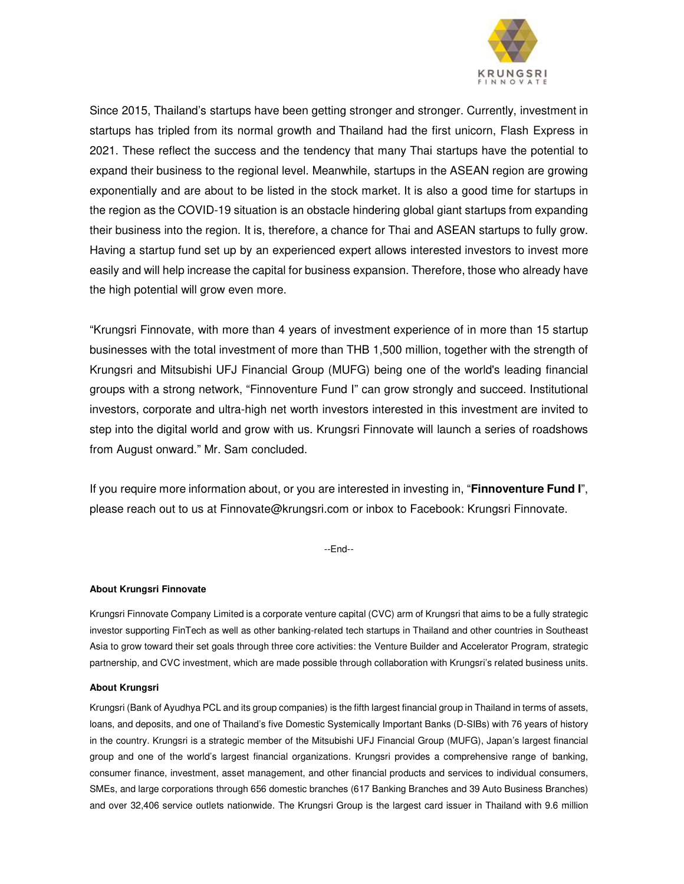Since 2015, Thailand's startups have been getting stronger and stronger. Currently, investment in startups has tripled from its normal growth and Thailand had the first unicorn, Flash Express in 2021. These reflect the success and the tendency that many Thai startups have the potential to expand their business to the regional level. Meanwhile, startups in the ASEAN region are growing exponentially and are about to be listed in the stock market. It is also a good time for startups in the region as the COVID-19 situation is an obstacle hindering global giant startups from expanding their business into the region. It is, therefore, a chance for Thai and ASEAN startups to fully grow. Having a startup fund set up by an experienced expert allows interested investors to invest more easily and will help increase the capital for business expansion. Therefore, those who already have the high potential will grow even more.

"Krungsri Finnovate, with more than 4 years of investment experience of in more than 15 startup businesses with the total investment of more than THB 1,500 million, together with the strength of Krungsri and Mitsubishi UFJ Financial Group (MUFG) being one of the world's leading financial groups with a strong network, "Finnoventure Fund I" can grow strongly and succeed. Institutional investors, corporate and ultra-high net worth investors interested in this investment are invited to step into the digital world and grow with us. Krungsri Finnovate will launch a series of roadshows from August onward." Mr. Sam concluded.

If you require more information about, or you are interested in investing in, "**Finnoventure Fund I**", please reach out to us at Finnovate@krungsri.com or inbox to Facebook: Krungsri Finnovate.

--End--

**About Krungsri Finnovate**

Krungsri Finnovate Company Limited is a corporate venture capital (CVC) arm of Krungsri that aims to be a fully strategic investor supporting FinTech as well as other banking-related tech startups in Thailand and other countries in Southeast Asia to grow toward their set goals through three core activities: the Venture Builder and Accelerator Program, strategic partnership, and CVC investment, which are made possible through collaboration with Krungsri's related business units.

**About Krungsri**

Krungsri (Bank of Ayudhya PCL and its group companies) is the fifth largest financial group in Thailand in terms of assets, loans, and deposits, and one of Thailand's five Domestic Systemically Important Banks (D-SIBs) with 76 years of history in the country. Krungsri is a strategic member of the Mitsubishi UFJ Financial Group (MUFG), Japan's largest financial group and one of the world's largest financial organizations. Krungsri provides a comprehensive range of banking, consumer finance, investment, asset management, and other financial products and services to individual consumers, SMEs, and large corporations through 656 domestic branches (617 Banking Branches and 39 Auto Business Branches) and over 32,406 service outlets nationwide. The Krungsri Group is the largest card issuer in Thailand with 9.6 million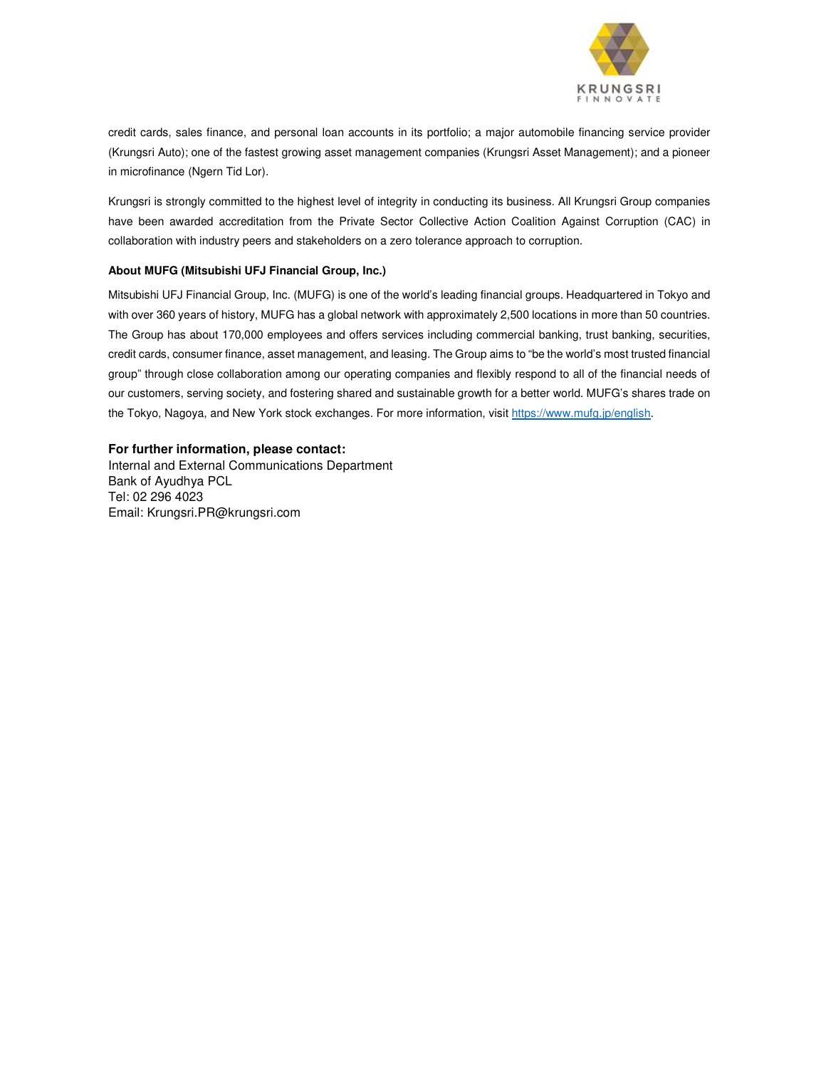credit cards, sales finance, and personal loan accounts in its portfolio; a major automobile financing service provider (Krungsri Auto); one of the fastest growing asset management companies (Krungsri Asset Management); and a pioneer in microfinance (Ngern Tid Lor).

Krungsri is strongly committed to the highest level of integrity in conducting its business. All Krungsri Group companies have been awarded accreditation from the Private Sector Collective Action Coalition Against Corruption (CAC) in collaboration with industry peers and stakeholders on a zero tolerance approach to corruption.

**About MUFG (Mitsubishi UFJ Financial Group, Inc.)**

Mitsubishi UFJ Financial Group, Inc. (MUFG) is one of the world's leading financial groups. Headquartered in Tokyo and with over 360 years of history, MUFG has a global network with approximately 2,500 locations in more than 50 countries. The Group has about 170,000 employees and offers services including commercial banking, trust banking, securities, credit cards, consumer finance, asset management, and leasing. The Group aims to "be the world's most trusted financial group" through close collaboration among our operating companies and flexibly respond to all of the financial needs of our customers, serving society, and fostering shared and sustainable growth for a better world. MUFG's shares trade on the Tokyo, Nagoya, and New York stock exchanges. For more information, visit https://www.mufg.jp/english.

**For further information, please contact:**

Internal and External Communications Department
Bank of Ayudhya PCL
Tel: 02 296 4023
Email: Krungsri.PR@krungsri.com